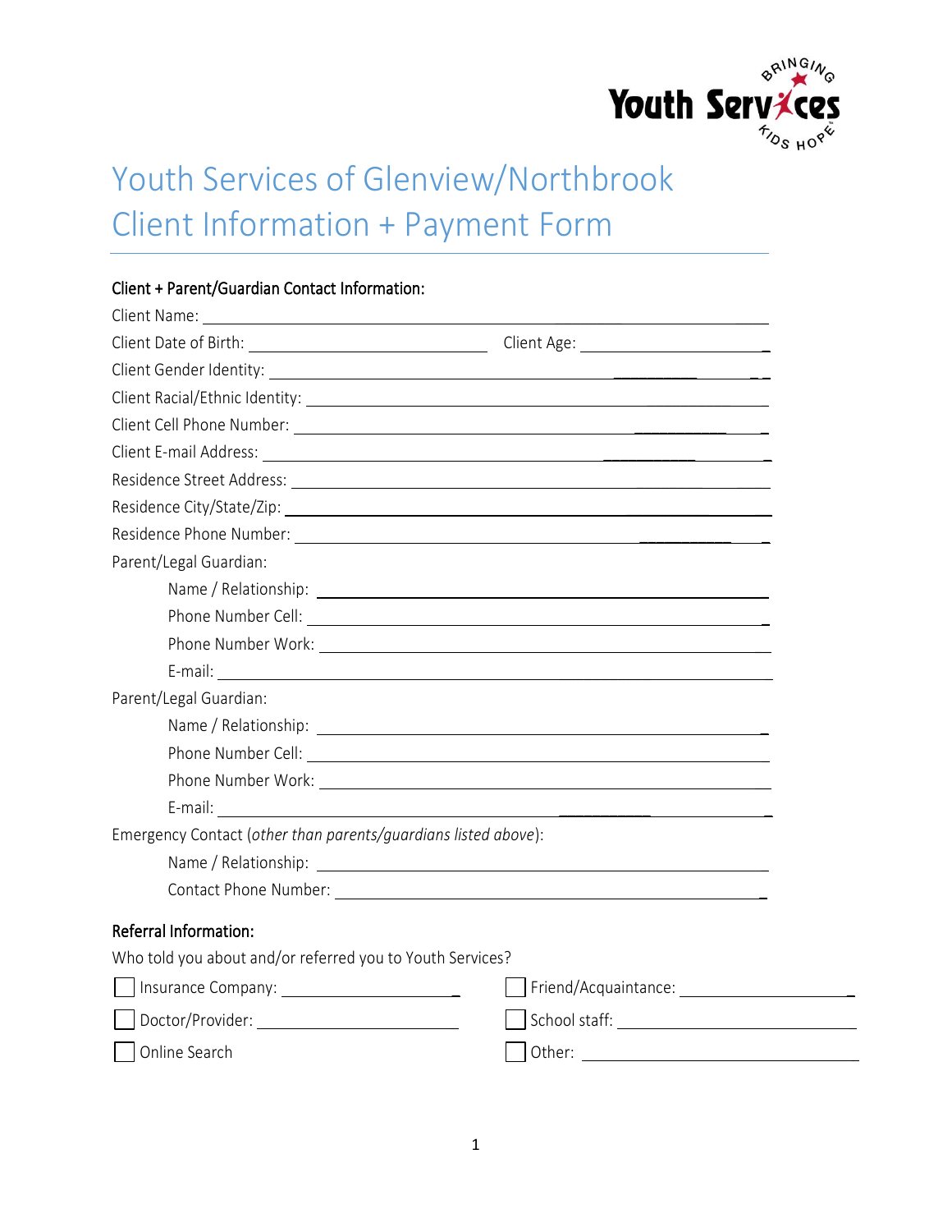# Youth Services of Glenview/Northbrook
# Client Information + Payment Form

**Client + Parent/Guardian Contact Information:**

Client Name: ______________________________________________

Client Date of Birth: ____________________ Client Age: ________________

Client Gender Identity: ______________________________________________

Client Racial/Ethnic Identity: ______________________________________________

Client Cell Phone Number: ______________________________________________

Client E-mail Address: ______________________________________________

Residence Street Address: ______________________________________________

Residence City/State/Zip: ______________________________________________

Residence Phone Number: ______________________________________________

Parent/Legal Guardian:

- Name / Relationship: ______________________________________________
- Phone Number Cell: ______________________________________________
- Phone Number Work: ______________________________________________
- E-mail: ______________________________________________

Parent/Legal Guardian:

- Name / Relationship: ______________________________________________
- Phone Number Cell: ______________________________________________
- Phone Number Work: ______________________________________________
- E-mail: ______________________________________________

Emergency Contact (*other than parents/guardians listed above*):

- Name / Relationship: ______________________________________________
- Contact Phone Number: ______________________________________________

**Referral Information:**

Who told you about and/or referred you to Youth Services?

- ☐ Insurance Company: ____________________
- ☐ Friend/Acquaintance: ____________________
- ☐ Doctor/Provider: ____________________
- ☐ School staff: ____________________
- ☐ Online Search
- ☐ Other: ____________________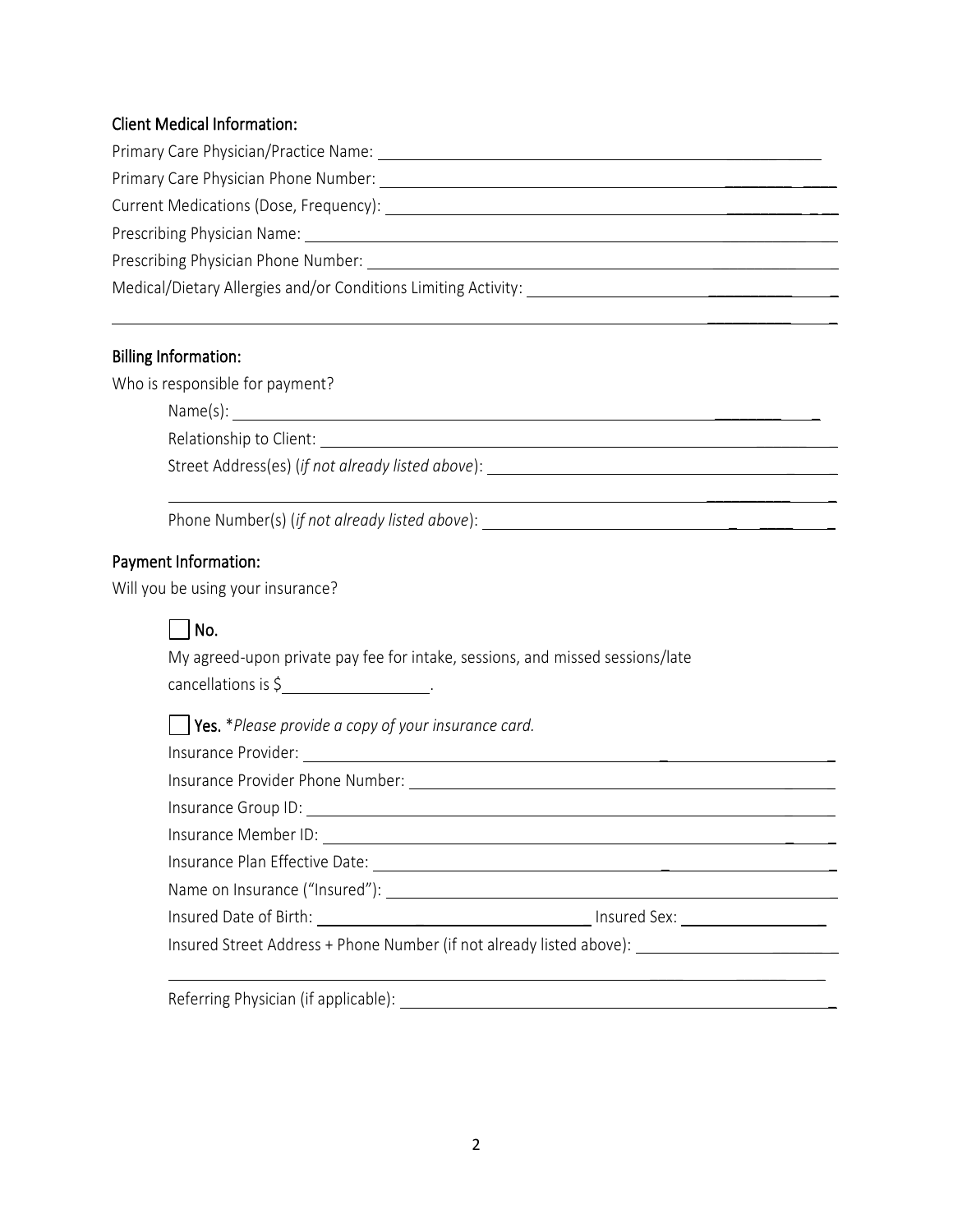## Client Medical Information:

Primary Care Physician/Practice Name: ______________________________________________

Primary Care Physician Phone Number: ______________________________________________

Current Medications (Dose, Frequency): ______________________________________________

Prescribing Physician Name: ______________________________________________

Prescribing Physician Phone Number: ______________________________________________

Medical/Dietary Allergies and/or Conditions Limiting Activity: ______________________________

______________________________________________________________________________

## Billing Information:

Who is responsible for payment?

Name(s): ______________________________________________

Relationship to Client: ______________________________________________

Street Address(es) (*if not already listed above*): ______________________________

______________________________________________________________________________

Phone Number(s) (*if not already listed above*): ______________________________

## Payment Information:

Will you be using your insurance?

☐ **No.**

My agreed-upon private pay fee for intake, sessions, and missed sessions/late cancellations is $__________________.

☐ **Yes.** *\*Please provide a copy of your insurance card.*

Insurance Provider: ______________________________________________

Insurance Provider Phone Number: ______________________________________________

Insurance Group ID: ______________________________________________

Insurance Member ID: ______________________________________________

Insurance Plan Effective Date: ______________________________________________

Name on Insurance ("Insured"): ______________________________________________

Insured Date of Birth: ______________________ Insured Sex: __________________

Insured Street Address + Phone Number (if not already listed above): ______________________

______________________________________________________________________________

Referring Physician (if applicable): ______________________________________________